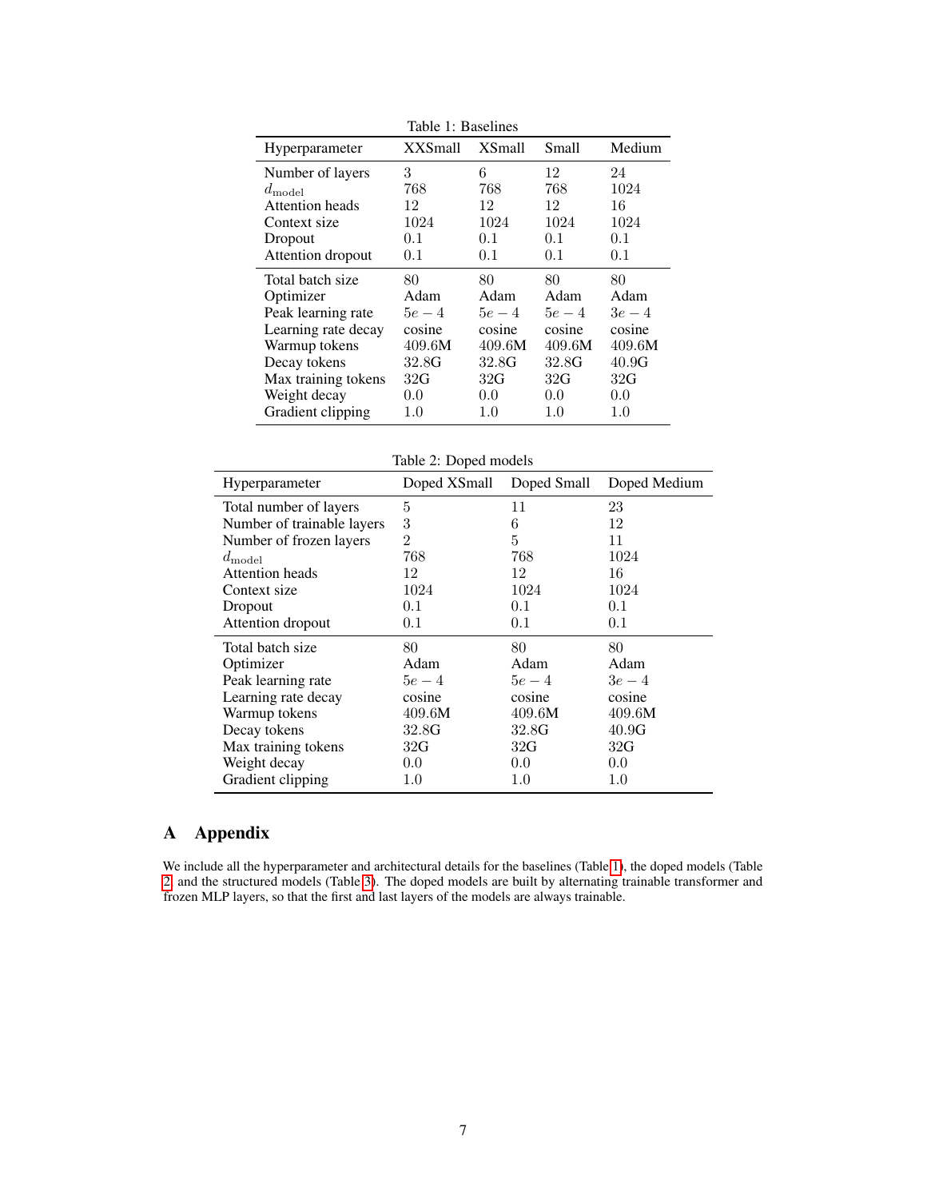Table 1: Baselines

| Hyperparameter | XXSmall | XSmall | Small | Medium |
|---|---|---|---|---|
| Number of layers | 3 | 6 | 12 | 24 |
| $d_{\text{model}}$ | 768 | 768 | 768 | 1024 |
| Attention heads | 12 | 12 | 12 | 16 |
| Context size | 1024 | 1024 | 1024 | 1024 |
| Dropout | 0.1 | 0.1 | 0.1 | 0.1 |
| Attention dropout | 0.1 | 0.1 | 0.1 | 0.1 |
| Total batch size | 80 | 80 | 80 | 80 |
| Optimizer | Adam | Adam | Adam | Adam |
| Peak learning rate | $5e-4$ | $5e-4$ | $5e-4$ | $3e-4$ |
| Learning rate decay | cosine | cosine | cosine | cosine |
| Warmup tokens | 409.6M | 409.6M | 409.6M | 409.6M |
| Decay tokens | 32.8G | 32.8G | 32.8G | 40.9G |
| Max training tokens | 32G | 32G | 32G | 32G |
| Weight decay | 0.0 | 0.0 | 0.0 | 0.0 |
| Gradient clipping | 1.0 | 1.0 | 1.0 | 1.0 |

Table 2: Doped models

| Hyperparameter | Doped XSmall | Doped Small | Doped Medium |
|---|---|---|---|
| Total number of layers | 5 | 11 | 23 |
| Number of trainable layers | 3 | 6 | 12 |
| Number of frozen layers | 2 | 5 | 11 |
| $d_{\text{model}}$ | 768 | 768 | 1024 |
| Attention heads | 12 | 12 | 16 |
| Context size | 1024 | 1024 | 1024 |
| Dropout | 0.1 | 0.1 | 0.1 |
| Attention dropout | 0.1 | 0.1 | 0.1 |
| Total batch size | 80 | 80 | 80 |
| Optimizer | Adam | Adam | Adam |
| Peak learning rate | $5e-4$ | $5e-4$ | $3e-4$ |
| Learning rate decay | cosine | cosine | cosine |
| Warmup tokens | 409.6M | 409.6M | 409.6M |
| Decay tokens | 32.8G | 32.8G | 40.9G |
| Max training tokens | 32G | 32G | 32G |
| Weight decay | 0.0 | 0.0 | 0.0 |
| Gradient clipping | 1.0 | 1.0 | 1.0 |

# A Appendix

We include all the hyperparameter and architectural details for the baselines (Table 1), the doped models (Table 2) and the structured models (Table 3). The doped models are built by alternating trainable transformer and frozen MLP layers, so that the first and last layers of the models are always trainable.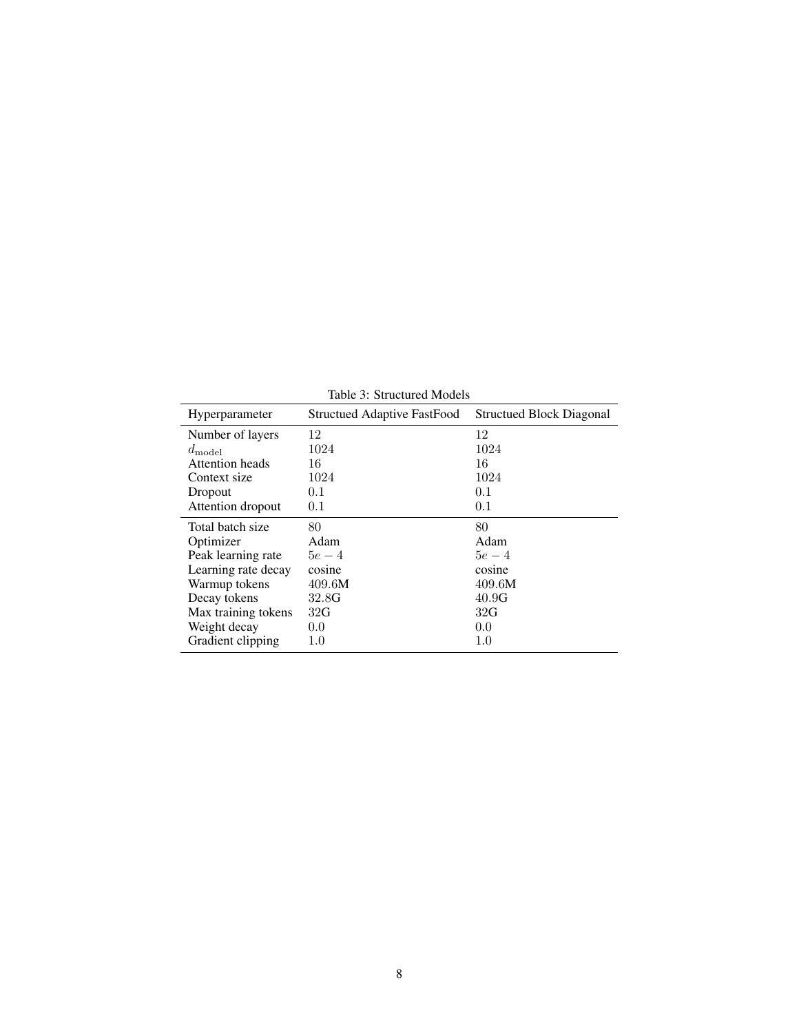Table 3: Structured Models

| Hyperparameter | Structued Adaptive FastFood | Structued Block Diagonal |
|---|---|---|
| Number of layers | 12 | 12 |
| $d_{\text{model}}$ | 1024 | 1024 |
| Attention heads | 16 | 16 |
| Context size | 1024 | 1024 |
| Dropout | 0.1 | 0.1 |
| Attention dropout | 0.1 | 0.1 |
| Total batch size | 80 | 80 |
| Optimizer | Adam | Adam |
| Peak learning rate | $5e-4$ | $5e-4$ |
| Learning rate decay | cosine | cosine |
| Warmup tokens | 409.6M | 409.6M |
| Decay tokens | 32.8G | 40.9G |
| Max training tokens | 32G | 32G |
| Weight decay | 0.0 | 0.0 |
| Gradient clipping | 1.0 | 1.0 |